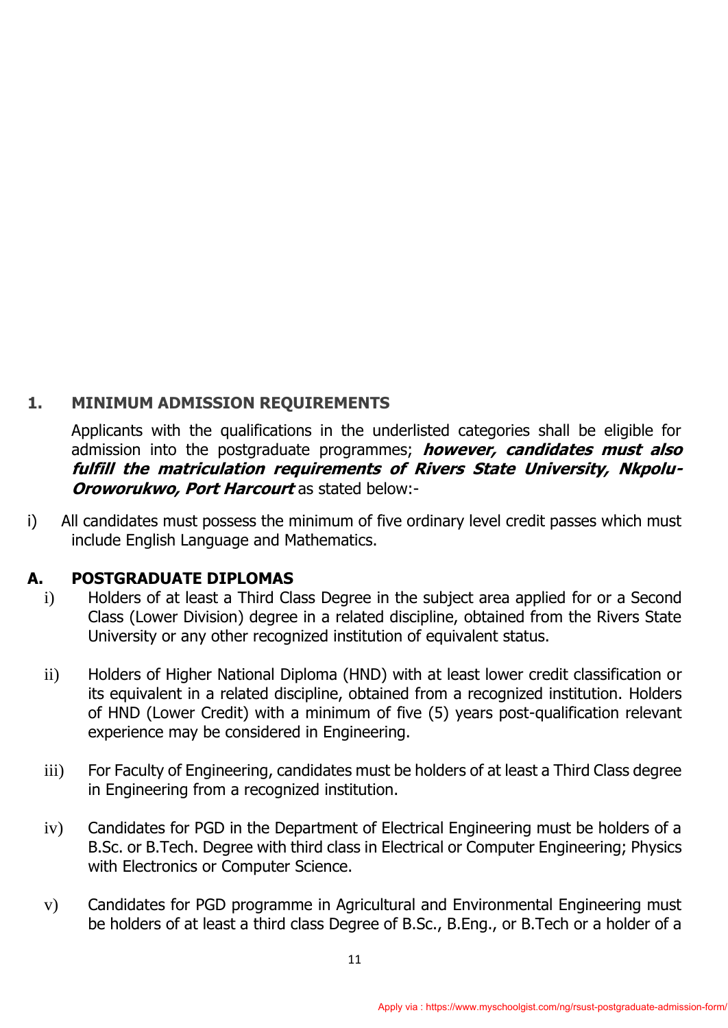## 1. MINIMUM ADMISSION REQUIREMENTS

Applicants with the qualifications in the underlisted categories shall be eligible for admission into the postgraduate programmes; ***however, candidates must also fulfill the matriculation requirements of Rivers State University, Nkpolu-Oroworukwo, Port Harcourt*** as stated below:-

i) All candidates must possess the minimum of five ordinary level credit passes which must include English Language and Mathematics.

### A. POSTGRADUATE DIPLOMAS

i) Holders of at least a Third Class Degree in the subject area applied for or a Second Class (Lower Division) degree in a related discipline, obtained from the Rivers State University or any other recognized institution of equivalent status.

ii) Holders of Higher National Diploma (HND) with at least lower credit classification or its equivalent in a related discipline, obtained from a recognized institution. Holders of HND (Lower Credit) with a minimum of five (5) years post-qualification relevant experience may be considered in Engineering.

iii) For Faculty of Engineering, candidates must be holders of at least a Third Class degree in Engineering from a recognized institution.

iv) Candidates for PGD in the Department of Electrical Engineering must be holders of a B.Sc. or B.Tech. Degree with third class in Electrical or Computer Engineering; Physics with Electronics or Computer Science.

v) Candidates for PGD programme in Agricultural and Environmental Engineering must be holders of at least a third class Degree of B.Sc., B.Eng., or B.Tech or a holder of a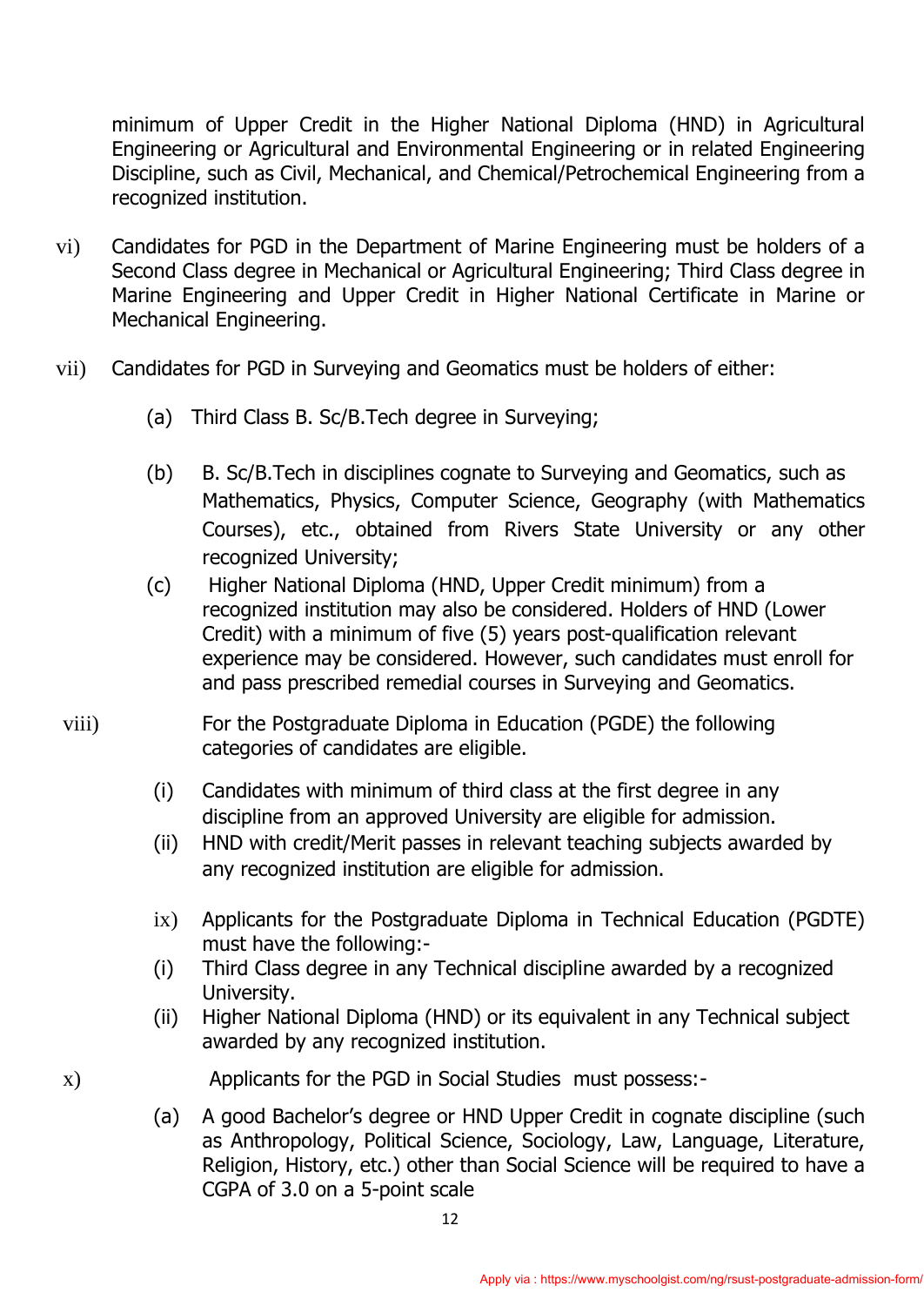minimum of Upper Credit in the Higher National Diploma (HND) in Agricultural Engineering or Agricultural and Environmental Engineering or in related Engineering Discipline, such as Civil, Mechanical, and Chemical/Petrochemical Engineering from a recognized institution.

vi) Candidates for PGD in the Department of Marine Engineering must be holders of a Second Class degree in Mechanical or Agricultural Engineering; Third Class degree in Marine Engineering and Upper Credit in Higher National Certificate in Marine or Mechanical Engineering.

vii) Candidates for PGD in Surveying and Geomatics must be holders of either:

(a) Third Class B. Sc/B.Tech degree in Surveying;

(b) B. Sc/B.Tech in disciplines cognate to Surveying and Geomatics, such as Mathematics, Physics, Computer Science, Geography (with Mathematics Courses), etc., obtained from Rivers State University or any other recognized University;

(c) Higher National Diploma (HND, Upper Credit minimum) from a recognized institution may also be considered. Holders of HND (Lower Credit) with a minimum of five (5) years post-qualification relevant experience may be considered. However, such candidates must enroll for and pass prescribed remedial courses in Surveying and Geomatics.

viii) For the Postgraduate Diploma in Education (PGDE) the following categories of candidates are eligible.

(i) Candidates with minimum of third class at the first degree in any discipline from an approved University are eligible for admission.

(ii) HND with credit/Merit passes in relevant teaching subjects awarded by any recognized institution are eligible for admission.

ix) Applicants for the Postgraduate Diploma in Technical Education (PGDTE) must have the following:-

(i) Third Class degree in any Technical discipline awarded by a recognized University.

(ii) Higher National Diploma (HND) or its equivalent in any Technical subject awarded by any recognized institution.

x) Applicants for the PGD in Social Studies must possess:-

(a) A good Bachelor's degree or HND Upper Credit in cognate discipline (such as Anthropology, Political Science, Sociology, Law, Language, Literature, Religion, History, etc.) other than Social Science will be required to have a CGPA of 3.0 on a 5-point scale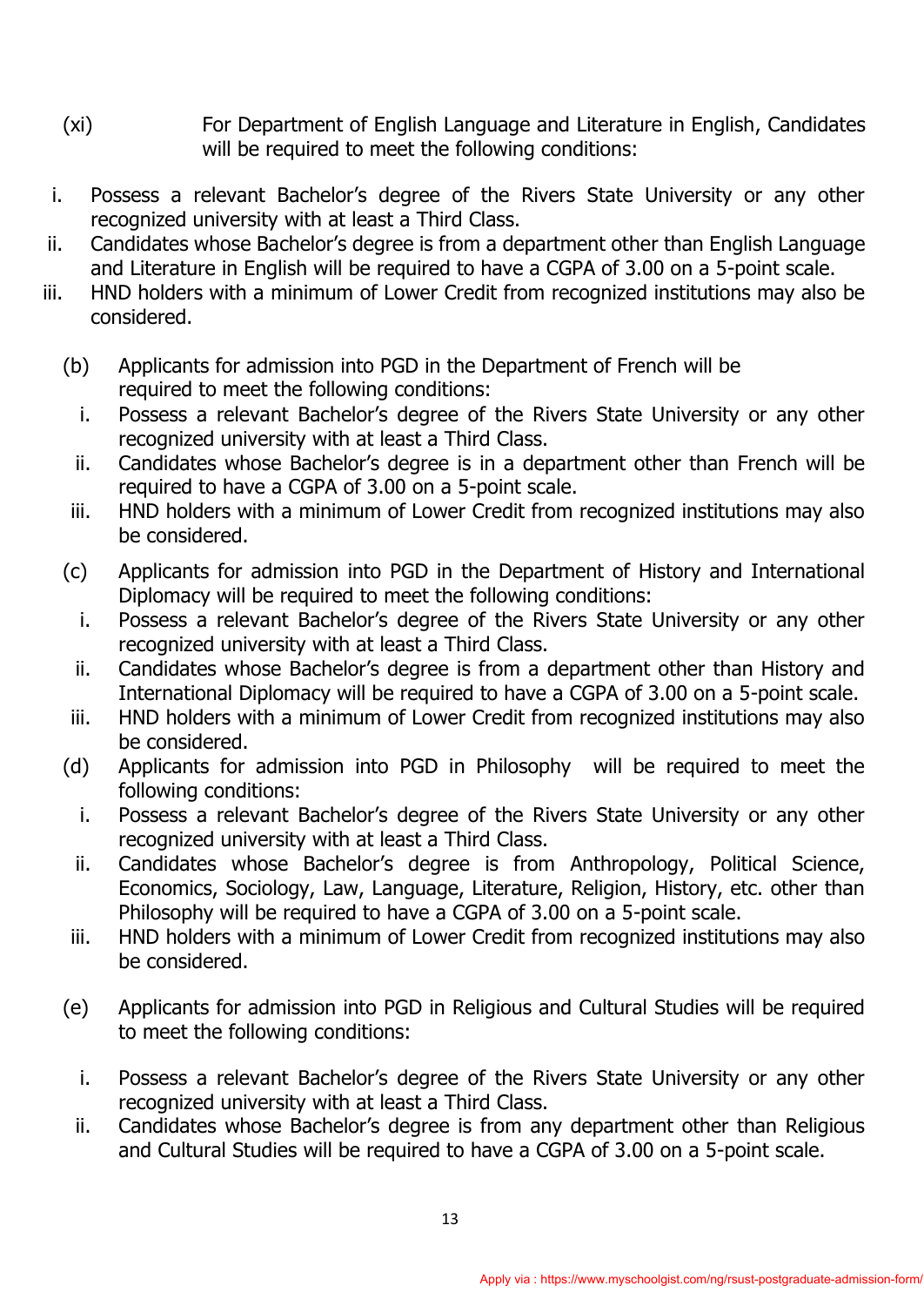(xi) For Department of English Language and Literature in English, Candidates will be required to meet the following conditions:

i. Possess a relevant Bachelor's degree of the Rivers State University or any other recognized university with at least a Third Class.
ii. Candidates whose Bachelor's degree is from a department other than English Language and Literature in English will be required to have a CGPA of 3.00 on a 5-point scale.
iii. HND holders with a minimum of Lower Credit from recognized institutions may also be considered.

(b) Applicants for admission into PGD in the Department of French will be required to meet the following conditions:

i. Possess a relevant Bachelor's degree of the Rivers State University or any other recognized university with at least a Third Class.
ii. Candidates whose Bachelor's degree is in a department other than French will be required to have a CGPA of 3.00 on a 5-point scale.
iii. HND holders with a minimum of Lower Credit from recognized institutions may also be considered.

(c) Applicants for admission into PGD in the Department of History and International Diplomacy will be required to meet the following conditions:

i. Possess a relevant Bachelor's degree of the Rivers State University or any other recognized university with at least a Third Class.
ii. Candidates whose Bachelor's degree is from a department other than History and International Diplomacy will be required to have a CGPA of 3.00 on a 5-point scale.
iii. HND holders with a minimum of Lower Credit from recognized institutions may also be considered.

(d) Applicants for admission into PGD in Philosophy will be required to meet the following conditions:

i. Possess a relevant Bachelor's degree of the Rivers State University or any other recognized university with at least a Third Class.
ii. Candidates whose Bachelor's degree is from Anthropology, Political Science, Economics, Sociology, Law, Language, Literature, Religion, History, etc. other than Philosophy will be required to have a CGPA of 3.00 on a 5-point scale.
iii. HND holders with a minimum of Lower Credit from recognized institutions may also be considered.

(e) Applicants for admission into PGD in Religious and Cultural Studies will be required to meet the following conditions:

i. Possess a relevant Bachelor's degree of the Rivers State University or any other recognized university with at least a Third Class.
ii. Candidates whose Bachelor's degree is from any department other than Religious and Cultural Studies will be required to have a CGPA of 3.00 on a 5-point scale.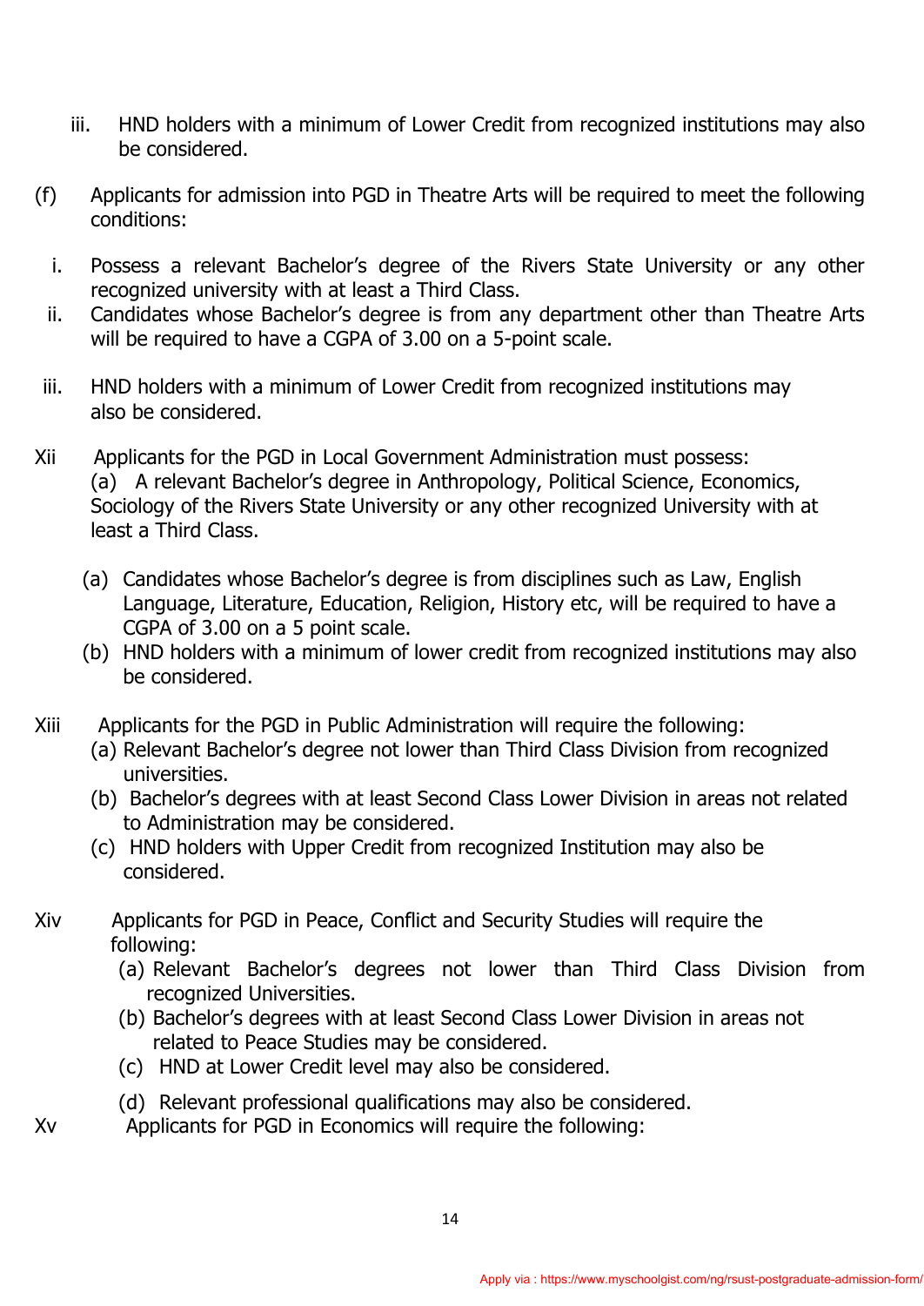iii. HND holders with a minimum of Lower Credit from recognized institutions may also be considered.

(f) Applicants for admission into PGD in Theatre Arts will be required to meet the following conditions:

i. Possess a relevant Bachelor's degree of the Rivers State University or any other recognized university with at least a Third Class.

ii. Candidates whose Bachelor's degree is from any department other than Theatre Arts will be required to have a CGPA of 3.00 on a 5-point scale.

iii. HND holders with a minimum of Lower Credit from recognized institutions may also be considered.

Xii Applicants for the PGD in Local Government Administration must possess:

(a) A relevant Bachelor's degree in Anthropology, Political Science, Economics, Sociology of the Rivers State University or any other recognized University with at least a Third Class.

(a) Candidates whose Bachelor's degree is from disciplines such as Law, English Language, Literature, Education, Religion, History etc, will be required to have a CGPA of 3.00 on a 5 point scale.

(b) HND holders with a minimum of lower credit from recognized institutions may also be considered.

Xiii Applicants for the PGD in Public Administration will require the following:

(a) Relevant Bachelor's degree not lower than Third Class Division from recognized universities.

(b) Bachelor's degrees with at least Second Class Lower Division in areas not related to Administration may be considered.

(c) HND holders with Upper Credit from recognized Institution may also be considered.

Xiv Applicants for PGD in Peace, Conflict and Security Studies will require the following:

(a) Relevant Bachelor's degrees not lower than Third Class Division from recognized Universities.

(b) Bachelor's degrees with at least Second Class Lower Division in areas not related to Peace Studies may be considered.

(c) HND at Lower Credit level may also be considered.

(d) Relevant professional qualifications may also be considered.

Xv Applicants for PGD in Economics will require the following: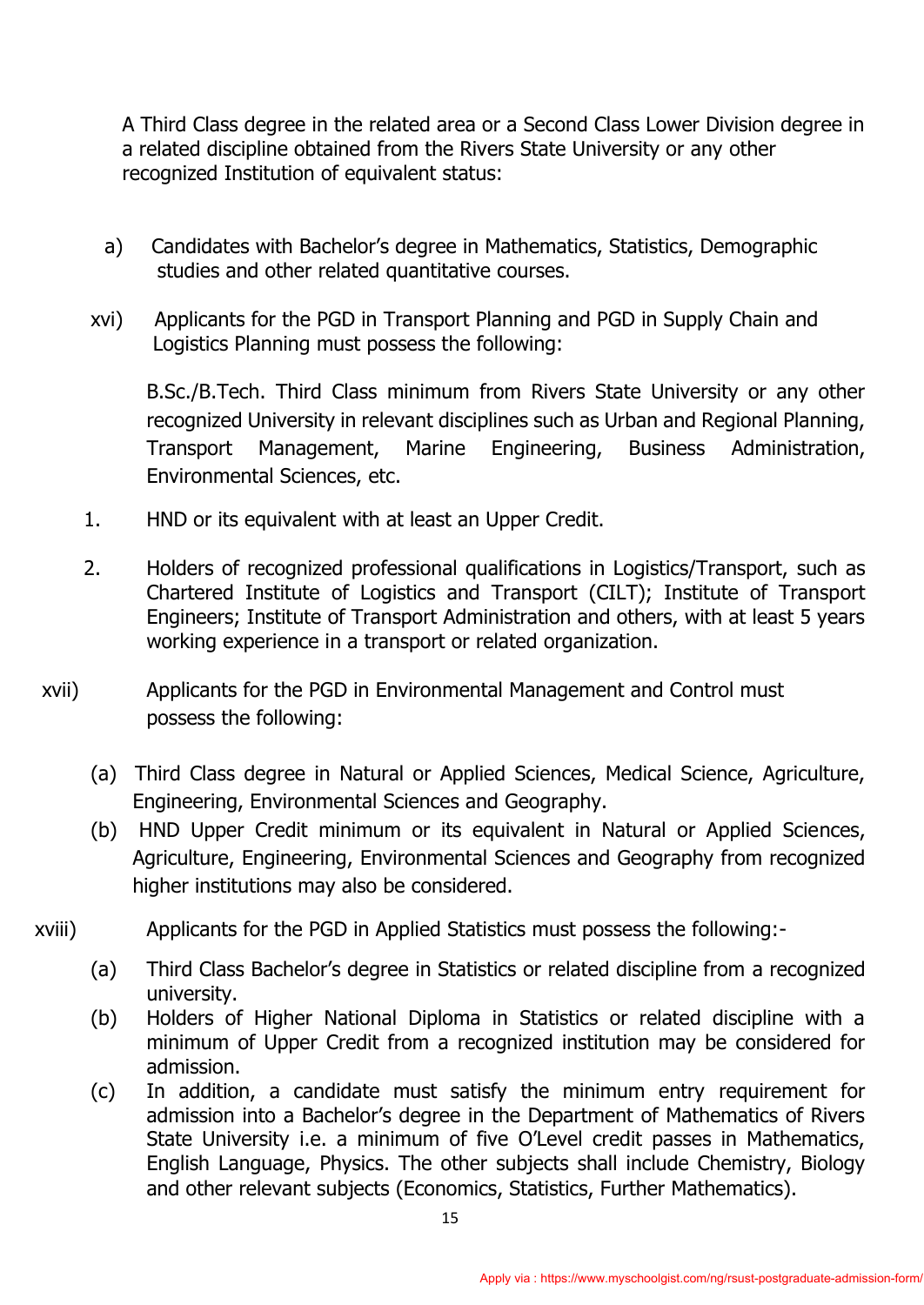A Third Class degree in the related area or a Second Class Lower Division degree in a related discipline obtained from the Rivers State University or any other recognized Institution of equivalent status:

a) Candidates with Bachelor's degree in Mathematics, Statistics, Demographic studies and other related quantitative courses.

xvi) Applicants for the PGD in Transport Planning and PGD in Supply Chain and Logistics Planning must possess the following:

B.Sc./B.Tech. Third Class minimum from Rivers State University or any other recognized University in relevant disciplines such as Urban and Regional Planning, Transport Management, Marine Engineering, Business Administration, Environmental Sciences, etc.

1. HND or its equivalent with at least an Upper Credit.

2. Holders of recognized professional qualifications in Logistics/Transport, such as Chartered Institute of Logistics and Transport (CILT); Institute of Transport Engineers; Institute of Transport Administration and others, with at least 5 years working experience in a transport or related organization.

xvii) Applicants for the PGD in Environmental Management and Control must possess the following:

(a) Third Class degree in Natural or Applied Sciences, Medical Science, Agriculture, Engineering, Environmental Sciences and Geography.
(b) HND Upper Credit minimum or its equivalent in Natural or Applied Sciences, Agriculture, Engineering, Environmental Sciences and Geography from recognized higher institutions may also be considered.

xviii) Applicants for the PGD in Applied Statistics must possess the following:-

(a) Third Class Bachelor's degree in Statistics or related discipline from a recognized university.
(b) Holders of Higher National Diploma in Statistics or related discipline with a minimum of Upper Credit from a recognized institution may be considered for admission.
(c) In addition, a candidate must satisfy the minimum entry requirement for admission into a Bachelor's degree in the Department of Mathematics of Rivers State University i.e. a minimum of five O'Level credit passes in Mathematics, English Language, Physics. The other subjects shall include Chemistry, Biology and other relevant subjects (Economics, Statistics, Further Mathematics).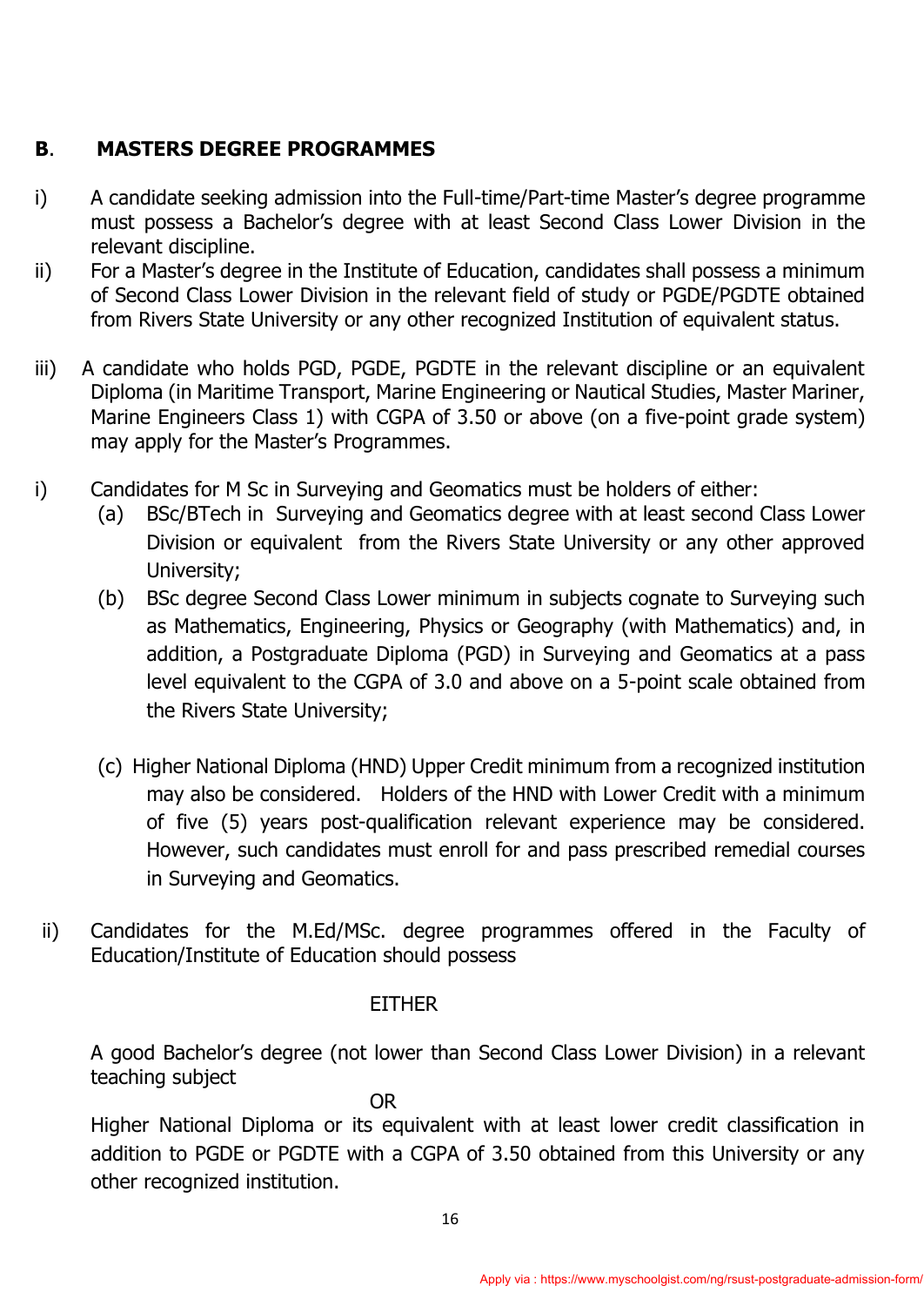## B. MASTERS DEGREE PROGRAMMES

i) A candidate seeking admission into the Full-time/Part-time Master's degree programme must possess a Bachelor's degree with at least Second Class Lower Division in the relevant discipline.

ii) For a Master's degree in the Institute of Education, candidates shall possess a minimum of Second Class Lower Division in the relevant field of study or PGDE/PGDTE obtained from Rivers State University or any other recognized Institution of equivalent status.

iii) A candidate who holds PGD, PGDE, PGDTE in the relevant discipline or an equivalent Diploma (in Maritime Transport, Marine Engineering or Nautical Studies, Master Mariner, Marine Engineers Class 1) with CGPA of 3.50 or above (on a five-point grade system) may apply for the Master's Programmes.

i) Candidates for M Sc in Surveying and Geomatics must be holders of either:

   (a) BSc/BTech in Surveying and Geomatics degree with at least second Class Lower Division or equivalent from the Rivers State University or any other approved University;

   (b) BSc degree Second Class Lower minimum in subjects cognate to Surveying such as Mathematics, Engineering, Physics or Geography (with Mathematics) and, in addition, a Postgraduate Diploma (PGD) in Surveying and Geomatics at a pass level equivalent to the CGPA of 3.0 and above on a 5-point scale obtained from the Rivers State University;

   (c) Higher National Diploma (HND) Upper Credit minimum from a recognized institution may also be considered. Holders of the HND with Lower Credit with a minimum of five (5) years post-qualification relevant experience may be considered. However, such candidates must enroll for and pass prescribed remedial courses in Surveying and Geomatics.

ii) Candidates for the M.Ed/MSc. degree programmes offered in the Faculty of Education/Institute of Education should possess

EITHER

A good Bachelor's degree (not lower than Second Class Lower Division) in a relevant teaching subject

OR

Higher National Diploma or its equivalent with at least lower credit classification in addition to PGDE or PGDTE with a CGPA of 3.50 obtained from this University or any other recognized institution.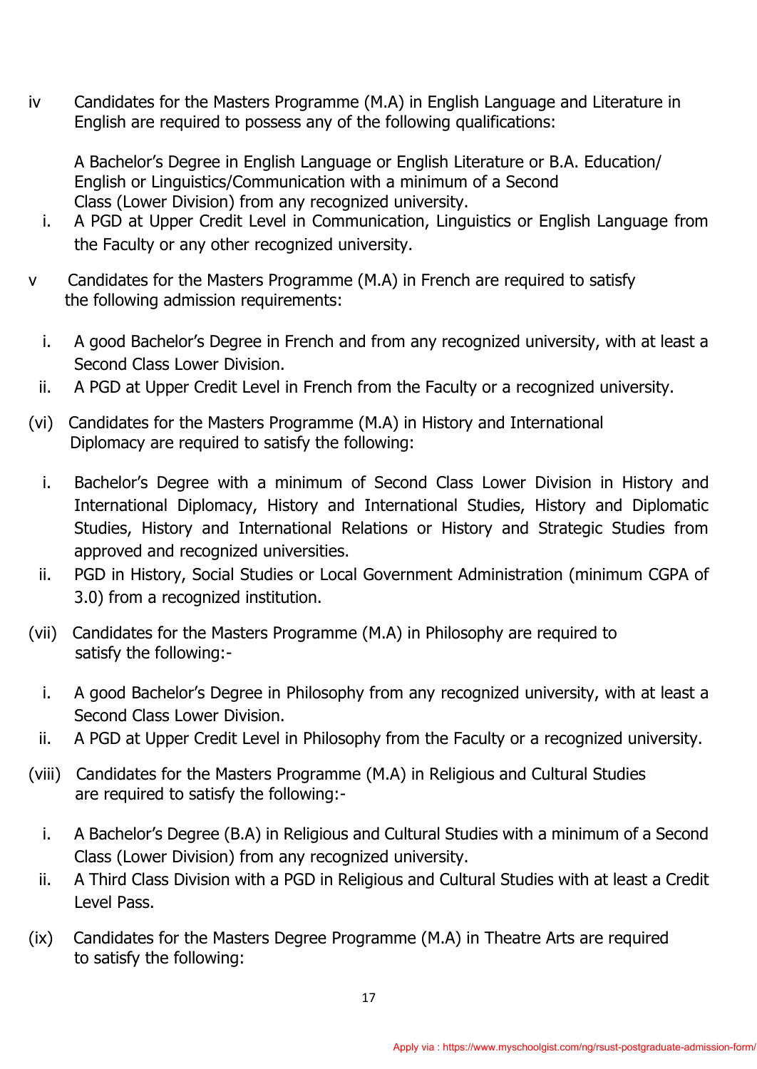iv Candidates for the Masters Programme (M.A) in English Language and Literature in English are required to possess any of the following qualifications:

A Bachelor's Degree in English Language or English Literature or B.A. Education/ English or Linguistics/Communication with a minimum of a Second Class (Lower Division) from any recognized university.

i. A PGD at Upper Credit Level in Communication, Linguistics or English Language from the Faculty or any other recognized university.

v Candidates for the Masters Programme (M.A) in French are required to satisfy the following admission requirements:

i. A good Bachelor's Degree in French and from any recognized university, with at least a Second Class Lower Division.
ii. A PGD at Upper Credit Level in French from the Faculty or a recognized university.

(vi) Candidates for the Masters Programme (M.A) in History and International Diplomacy are required to satisfy the following:

i. Bachelor's Degree with a minimum of Second Class Lower Division in History and International Diplomacy, History and International Studies, History and Diplomatic Studies, History and International Relations or History and Strategic Studies from approved and recognized universities.
ii. PGD in History, Social Studies or Local Government Administration (minimum CGPA of 3.0) from a recognized institution.

(vii) Candidates for the Masters Programme (M.A) in Philosophy are required to satisfy the following:-

i. A good Bachelor's Degree in Philosophy from any recognized university, with at least a Second Class Lower Division.
ii. A PGD at Upper Credit Level in Philosophy from the Faculty or a recognized university.

(viii) Candidates for the Masters Programme (M.A) in Religious and Cultural Studies are required to satisfy the following:-

i. A Bachelor's Degree (B.A) in Religious and Cultural Studies with a minimum of a Second Class (Lower Division) from any recognized university.
ii. A Third Class Division with a PGD in Religious and Cultural Studies with at least a Credit Level Pass.

(ix) Candidates for the Masters Degree Programme (M.A) in Theatre Arts are required to satisfy the following: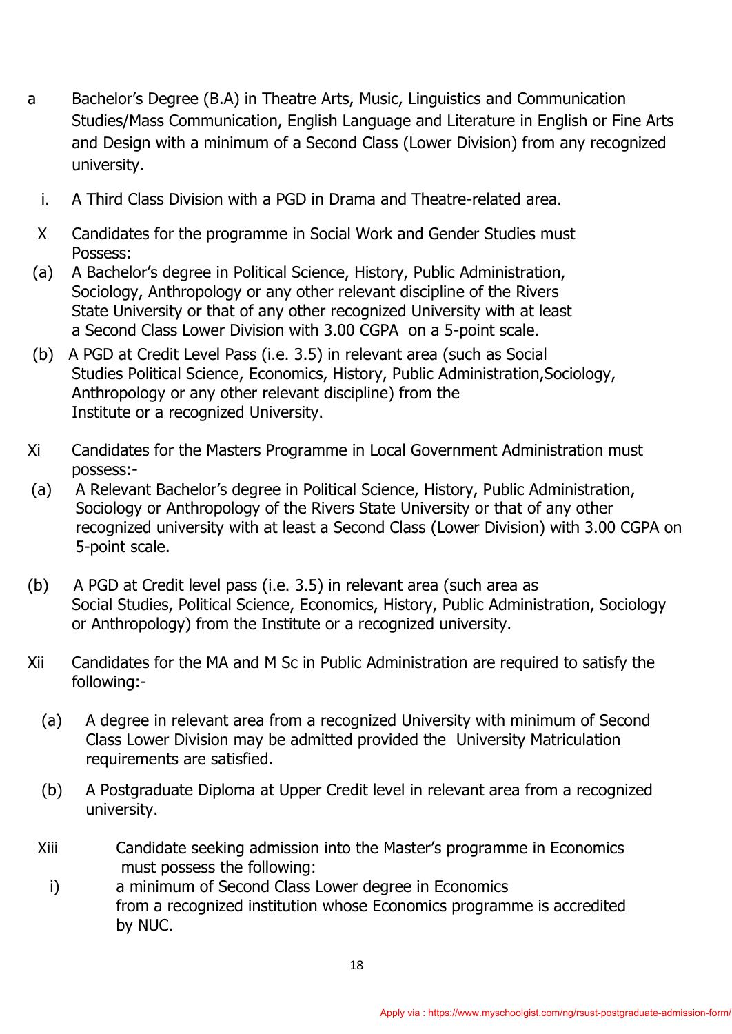a Bachelor's Degree (B.A) in Theatre Arts, Music, Linguistics and Communication Studies/Mass Communication, English Language and Literature in English or Fine Arts and Design with a minimum of a Second Class (Lower Division) from any recognized university.

i. A Third Class Division with a PGD in Drama and Theatre-related area.

X Candidates for the programme in Social Work and Gender Studies must Possess:

(a) A Bachelor's degree in Political Science, History, Public Administration, Sociology, Anthropology or any other relevant discipline of the Rivers State University or that of any other recognized University with at least a Second Class Lower Division with 3.00 CGPA on a 5-point scale.

(b) A PGD at Credit Level Pass (i.e. 3.5) in relevant area (such as Social Studies Political Science, Economics, History, Public Administration,Sociology, Anthropology or any other relevant discipline) from the Institute or a recognized University.

Xi Candidates for the Masters Programme in Local Government Administration must possess:-

(a) A Relevant Bachelor's degree in Political Science, History, Public Administration, Sociology or Anthropology of the Rivers State University or that of any other recognized university with at least a Second Class (Lower Division) with 3.00 CGPA on 5-point scale.

(b) A PGD at Credit level pass (i.e. 3.5) in relevant area (such area as Social Studies, Political Science, Economics, History, Public Administration, Sociology or Anthropology) from the Institute or a recognized university.

Xii Candidates for the MA and M Sc in Public Administration are required to satisfy the following:-

(a) A degree in relevant area from a recognized University with minimum of Second Class Lower Division may be admitted provided the University Matriculation requirements are satisfied.

(b) A Postgraduate Diploma at Upper Credit level in relevant area from a recognized university.

Xiii Candidate seeking admission into the Master's programme in Economics must possess the following:

i) a minimum of Second Class Lower degree in Economics from a recognized institution whose Economics programme is accredited by NUC.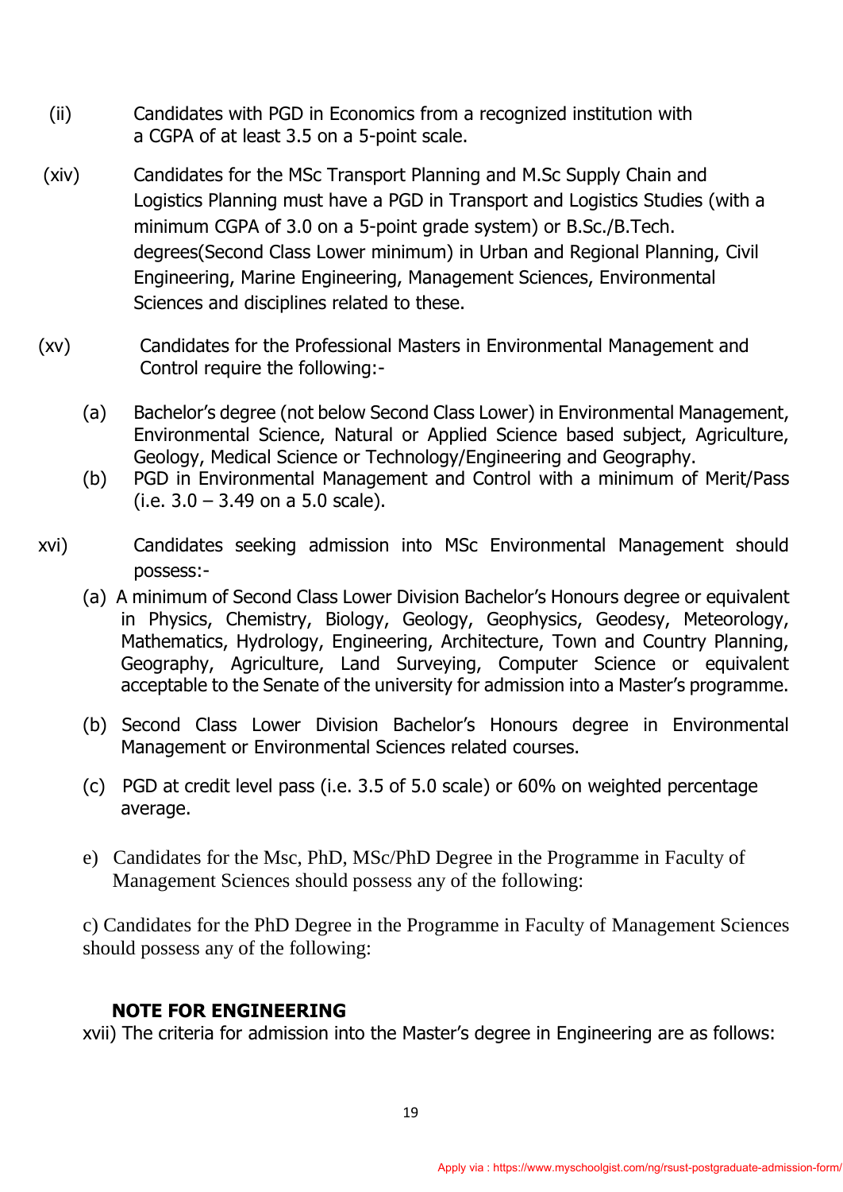(ii) Candidates with PGD in Economics from a recognized institution with a CGPA of at least 3.5 on a 5-point scale.

(xiv) Candidates for the MSc Transport Planning and M.Sc Supply Chain and Logistics Planning must have a PGD in Transport and Logistics Studies (with a minimum CGPA of 3.0 on a 5-point grade system) or B.Sc./B.Tech. degrees(Second Class Lower minimum) in Urban and Regional Planning, Civil Engineering, Marine Engineering, Management Sciences, Environmental Sciences and disciplines related to these.

(xv) Candidates for the Professional Masters in Environmental Management and Control require the following:-

(a) Bachelor's degree (not below Second Class Lower) in Environmental Management, Environmental Science, Natural or Applied Science based subject, Agriculture, Geology, Medical Science or Technology/Engineering and Geography.
(b) PGD in Environmental Management and Control with a minimum of Merit/Pass (i.e. 3.0 – 3.49 on a 5.0 scale).

xvi) Candidates seeking admission into MSc Environmental Management should possess:-

(a) A minimum of Second Class Lower Division Bachelor's Honours degree or equivalent in Physics, Chemistry, Biology, Geology, Geophysics, Geodesy, Meteorology, Mathematics, Hydrology, Engineering, Architecture, Town and Country Planning, Geography, Agriculture, Land Surveying, Computer Science or equivalent acceptable to the Senate of the university for admission into a Master's programme.

(b) Second Class Lower Division Bachelor's Honours degree in Environmental Management or Environmental Sciences related courses.

(c) PGD at credit level pass (i.e. 3.5 of 5.0 scale) or 60% on weighted percentage average.

e) Candidates for the Msc, PhD, MSc/PhD Degree in the Programme in Faculty of Management Sciences should possess any of the following:

c) Candidates for the PhD Degree in the Programme in Faculty of Management Sciences should possess any of the following:

**NOTE FOR ENGINEERING**

xvii) The criteria for admission into the Master's degree in Engineering are as follows: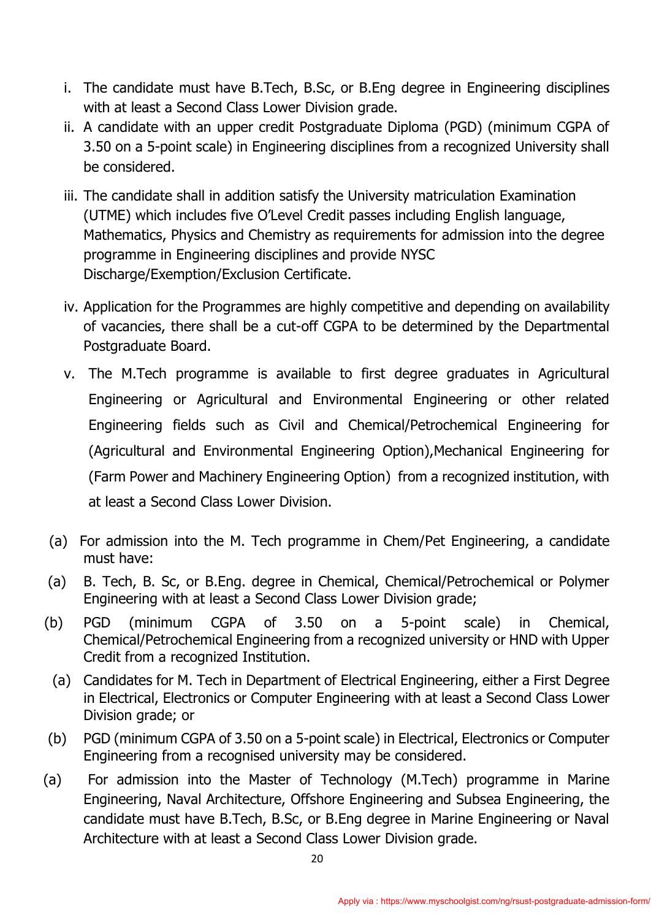i. The candidate must have B.Tech, B.Sc, or B.Eng degree in Engineering disciplines with at least a Second Class Lower Division grade.
ii. A candidate with an upper credit Postgraduate Diploma (PGD) (minimum CGPA of 3.50 on a 5-point scale) in Engineering disciplines from a recognized University shall be considered.
iii. The candidate shall in addition satisfy the University matriculation Examination (UTME) which includes five O'Level Credit passes including English language, Mathematics, Physics and Chemistry as requirements for admission into the degree programme in Engineering disciplines and provide NYSC Discharge/Exemption/Exclusion Certificate.
iv. Application for the Programmes are highly competitive and depending on availability of vacancies, there shall be a cut-off CGPA to be determined by the Departmental Postgraduate Board.
v. The M.Tech programme is available to first degree graduates in Agricultural Engineering or Agricultural and Environmental Engineering or other related Engineering fields such as Civil and Chemical/Petrochemical Engineering for (Agricultural and Environmental Engineering Option),Mechanical Engineering for (Farm Power and Machinery Engineering Option) from a recognized institution, with at least a Second Class Lower Division.

(a) For admission into the M. Tech programme in Chem/Pet Engineering, a candidate must have:

(a) B. Tech, B. Sc, or B.Eng. degree in Chemical, Chemical/Petrochemical or Polymer Engineering with at least a Second Class Lower Division grade;

(b) PGD (minimum CGPA of 3.50 on a 5-point scale) in Chemical, Chemical/Petrochemical Engineering from a recognized university or HND with Upper Credit from a recognized Institution.

(a) Candidates for M. Tech in Department of Electrical Engineering, either a First Degree in Electrical, Electronics or Computer Engineering with at least a Second Class Lower Division grade; or

(b) PGD (minimum CGPA of 3.50 on a 5-point scale) in Electrical, Electronics or Computer Engineering from a recognised university may be considered.

(a) For admission into the Master of Technology (M.Tech) programme in Marine Engineering, Naval Architecture, Offshore Engineering and Subsea Engineering, the candidate must have B.Tech, B.Sc, or B.Eng degree in Marine Engineering or Naval Architecture with at least a Second Class Lower Division grade.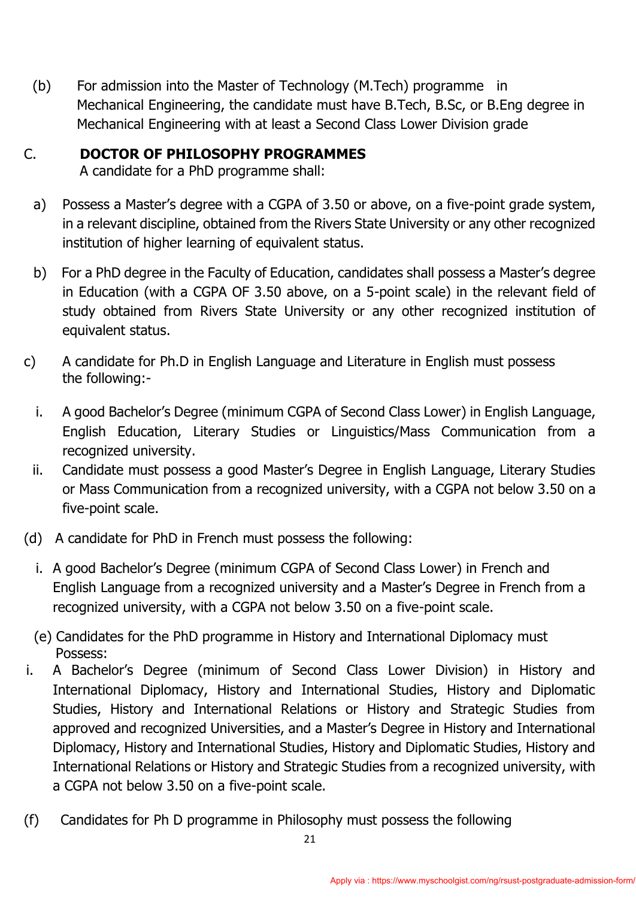(b) For admission into the Master of Technology (M.Tech) programme in Mechanical Engineering, the candidate must have B.Tech, B.Sc, or B.Eng degree in Mechanical Engineering with at least a Second Class Lower Division grade

## C. DOCTOR OF PHILOSOPHY PROGRAMMES

A candidate for a PhD programme shall:

a) Possess a Master's degree with a CGPA of 3.50 or above, on a five-point grade system, in a relevant discipline, obtained from the Rivers State University or any other recognized institution of higher learning of equivalent status.

b) For a PhD degree in the Faculty of Education, candidates shall possess a Master's degree in Education (with a CGPA OF 3.50 above, on a 5-point scale) in the relevant field of study obtained from Rivers State University or any other recognized institution of equivalent status.

c) A candidate for Ph.D in English Language and Literature in English must possess the following:-

i. A good Bachelor's Degree (minimum CGPA of Second Class Lower) in English Language, English Education, Literary Studies or Linguistics/Mass Communication from a recognized university.

ii. Candidate must possess a good Master's Degree in English Language, Literary Studies or Mass Communication from a recognized university, with a CGPA not below 3.50 on a five-point scale.

(d) A candidate for PhD in French must possess the following:

i. A good Bachelor's Degree (minimum CGPA of Second Class Lower) in French and English Language from a recognized university and a Master's Degree in French from a recognized university, with a CGPA not below 3.50 on a five-point scale.

(e) Candidates for the PhD programme in History and International Diplomacy must Possess:

i. A Bachelor's Degree (minimum of Second Class Lower Division) in History and International Diplomacy, History and International Studies, History and Diplomatic Studies, History and International Relations or History and Strategic Studies from approved and recognized Universities, and a Master's Degree in History and International Diplomacy, History and International Studies, History and Diplomatic Studies, History and International Relations or History and Strategic Studies from a recognized university, with a CGPA not below 3.50 on a five-point scale.

(f) Candidates for Ph D programme in Philosophy must possess the following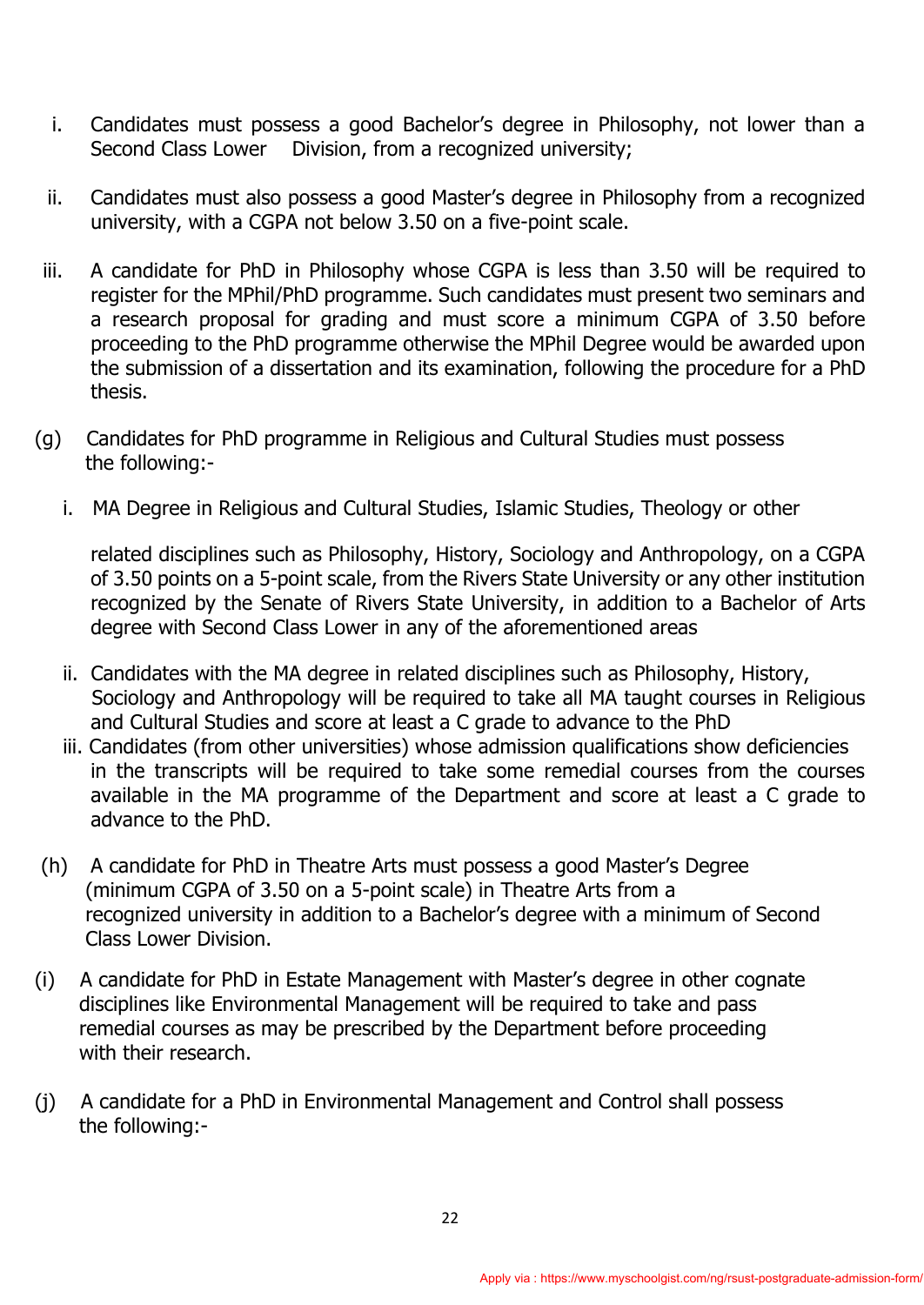i. Candidates must possess a good Bachelor's degree in Philosophy, not lower than a Second Class Lower Division, from a recognized university;

ii. Candidates must also possess a good Master's degree in Philosophy from a recognized university, with a CGPA not below 3.50 on a five-point scale.

iii. A candidate for PhD in Philosophy whose CGPA is less than 3.50 will be required to register for the MPhil/PhD programme. Such candidates must present two seminars and a research proposal for grading and must score a minimum CGPA of 3.50 before proceeding to the PhD programme otherwise the MPhil Degree would be awarded upon the submission of a dissertation and its examination, following the procedure for a PhD thesis.

(g) Candidates for PhD programme in Religious and Cultural Studies must possess the following:-

i. MA Degree in Religious and Cultural Studies, Islamic Studies, Theology or other related disciplines such as Philosophy, History, Sociology and Anthropology, on a CGPA of 3.50 points on a 5-point scale, from the Rivers State University or any other institution recognized by the Senate of Rivers State University, in addition to a Bachelor of Arts degree with Second Class Lower in any of the aforementioned areas

ii. Candidates with the MA degree in related disciplines such as Philosophy, History, Sociology and Anthropology will be required to take all MA taught courses in Religious and Cultural Studies and score at least a C grade to advance to the PhD

iii. Candidates (from other universities) whose admission qualifications show deficiencies in the transcripts will be required to take some remedial courses from the courses available in the MA programme of the Department and score at least a C grade to advance to the PhD.

(h) A candidate for PhD in Theatre Arts must possess a good Master's Degree (minimum CGPA of 3.50 on a 5-point scale) in Theatre Arts from a recognized university in addition to a Bachelor's degree with a minimum of Second Class Lower Division.

(i) A candidate for PhD in Estate Management with Master's degree in other cognate disciplines like Environmental Management will be required to take and pass remedial courses as may be prescribed by the Department before proceeding with their research.

(j) A candidate for a PhD in Environmental Management and Control shall possess the following:-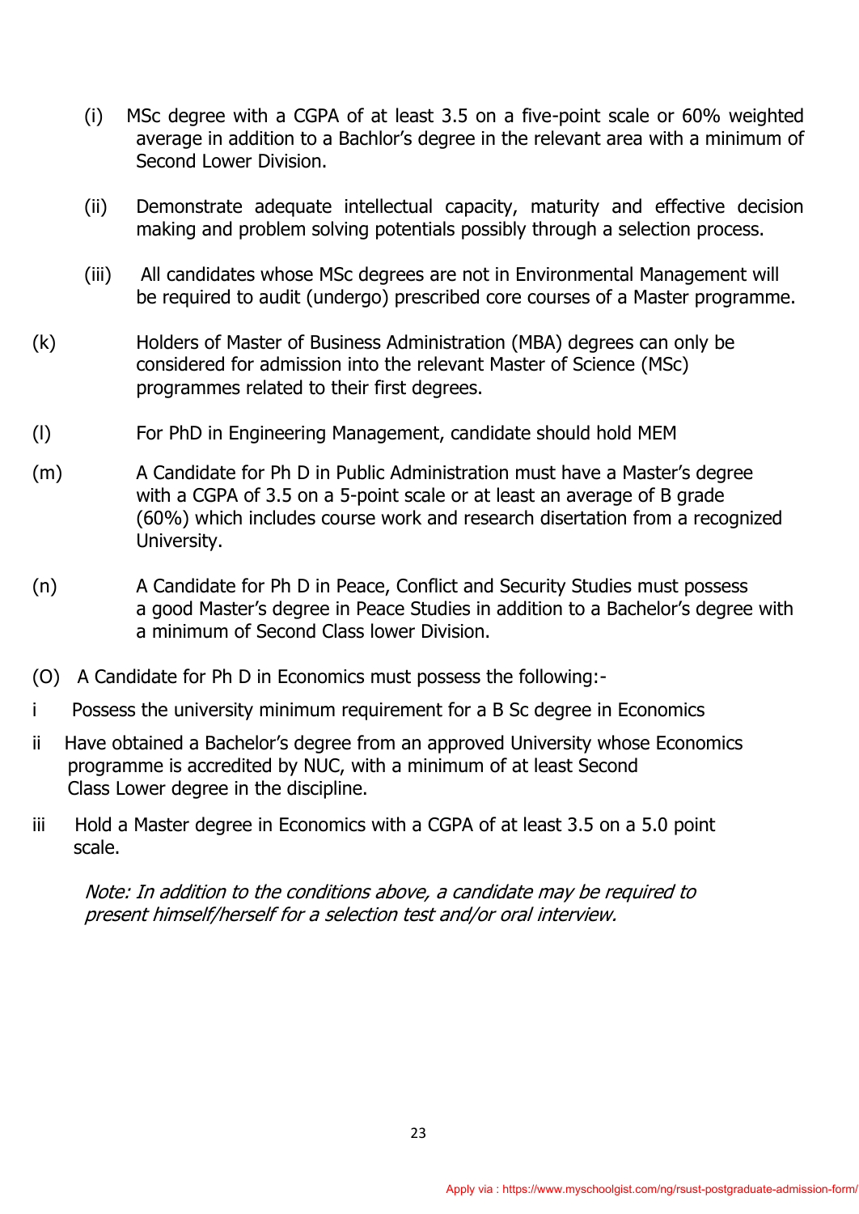(i) MSc degree with a CGPA of at least 3.5 on a five-point scale or 60% weighted average in addition to a Bachlor's degree in the relevant area with a minimum of Second Lower Division.

(ii) Demonstrate adequate intellectual capacity, maturity and effective decision making and problem solving potentials possibly through a selection process.

(iii) All candidates whose MSc degrees are not in Environmental Management will be required to audit (undergo) prescribed core courses of a Master programme.

(k) Holders of Master of Business Administration (MBA) degrees can only be considered for admission into the relevant Master of Science (MSc) programmes related to their first degrees.

(l) For PhD in Engineering Management, candidate should hold MEM

(m) A Candidate for Ph D in Public Administration must have a Master's degree with a CGPA of 3.5 on a 5-point scale or at least an average of B grade (60%) which includes course work and research disertation from a recognized University.

(n) A Candidate for Ph D in Peace, Conflict and Security Studies must possess a good Master's degree in Peace Studies in addition to a Bachelor's degree with a minimum of Second Class lower Division.

(O) A Candidate for Ph D in Economics must possess the following:-

i Possess the university minimum requirement for a B Sc degree in Economics

ii Have obtained a Bachelor's degree from an approved University whose Economics programme is accredited by NUC, with a minimum of at least Second Class Lower degree in the discipline.

iii Hold a Master degree in Economics with a CGPA of at least 3.5 on a 5.0 point scale.

*Note: In addition to the conditions above, a candidate may be required to present himself/herself for a selection test and/or oral interview.*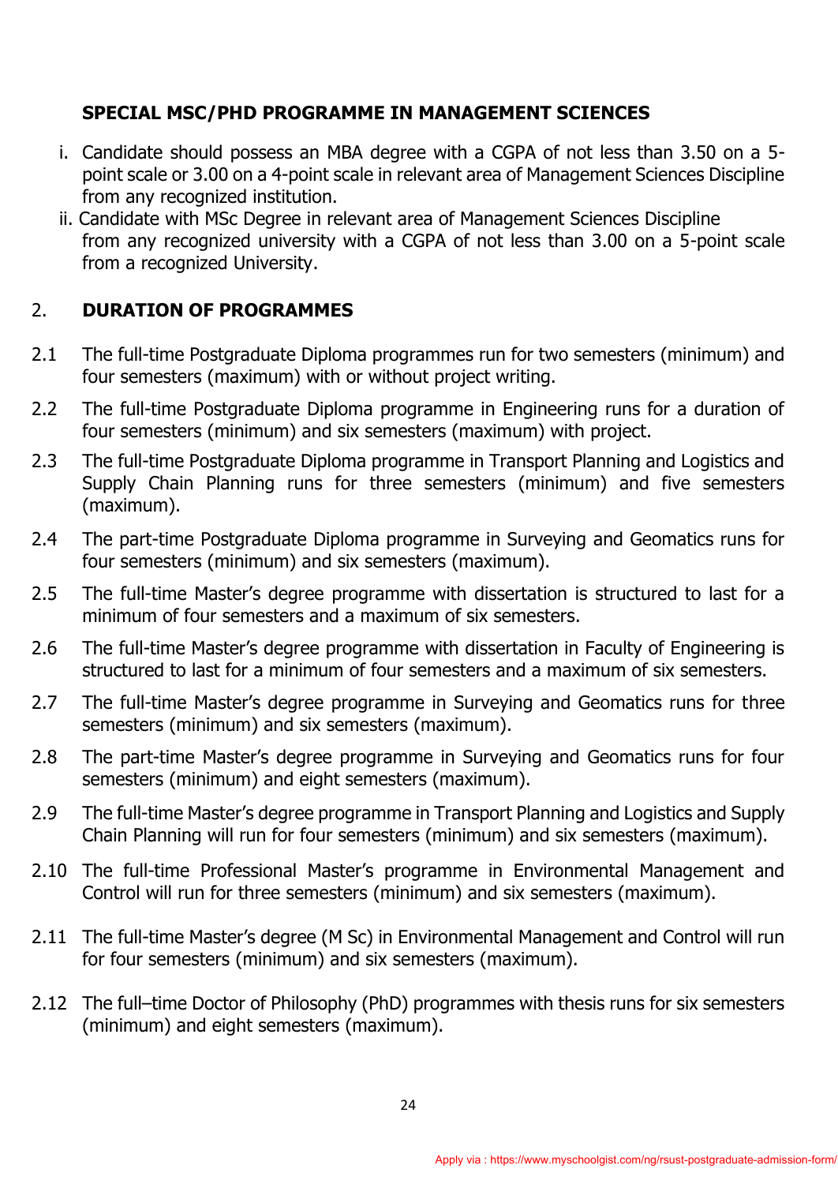**SPECIAL MSC/PHD PROGRAMME IN MANAGEMENT SCIENCES**

i. Candidate should possess an MBA degree with a CGPA of not less than 3.50 on a 5-point scale or 3.00 on a 4-point scale in relevant area of Management Sciences Discipline from any recognized institution.

ii. Candidate with MSc Degree in relevant area of Management Sciences Discipline from any recognized university with a CGPA of not less than 3.00 on a 5-point scale from a recognized University.

## 2. DURATION OF PROGRAMMES

2.1 The full-time Postgraduate Diploma programmes run for two semesters (minimum) and four semesters (maximum) with or without project writing.

2.2 The full-time Postgraduate Diploma programme in Engineering runs for a duration of four semesters (minimum) and six semesters (maximum) with project.

2.3 The full-time Postgraduate Diploma programme in Transport Planning and Logistics and Supply Chain Planning runs for three semesters (minimum) and five semesters (maximum).

2.4 The part-time Postgraduate Diploma programme in Surveying and Geomatics runs for four semesters (minimum) and six semesters (maximum).

2.5 The full-time Master's degree programme with dissertation is structured to last for a minimum of four semesters and a maximum of six semesters.

2.6 The full-time Master's degree programme with dissertation in Faculty of Engineering is structured to last for a minimum of four semesters and a maximum of six semesters.

2.7 The full-time Master's degree programme in Surveying and Geomatics runs for three semesters (minimum) and six semesters (maximum).

2.8 The part-time Master's degree programme in Surveying and Geomatics runs for four semesters (minimum) and eight semesters (maximum).

2.9 The full-time Master's degree programme in Transport Planning and Logistics and Supply Chain Planning will run for four semesters (minimum) and six semesters (maximum).

2.10 The full-time Professional Master's programme in Environmental Management and Control will run for three semesters (minimum) and six semesters (maximum).

2.11 The full-time Master's degree (M Sc) in Environmental Management and Control will run for four semesters (minimum) and six semesters (maximum).

2.12 The full–time Doctor of Philosophy (PhD) programmes with thesis runs for six semesters (minimum) and eight semesters (maximum).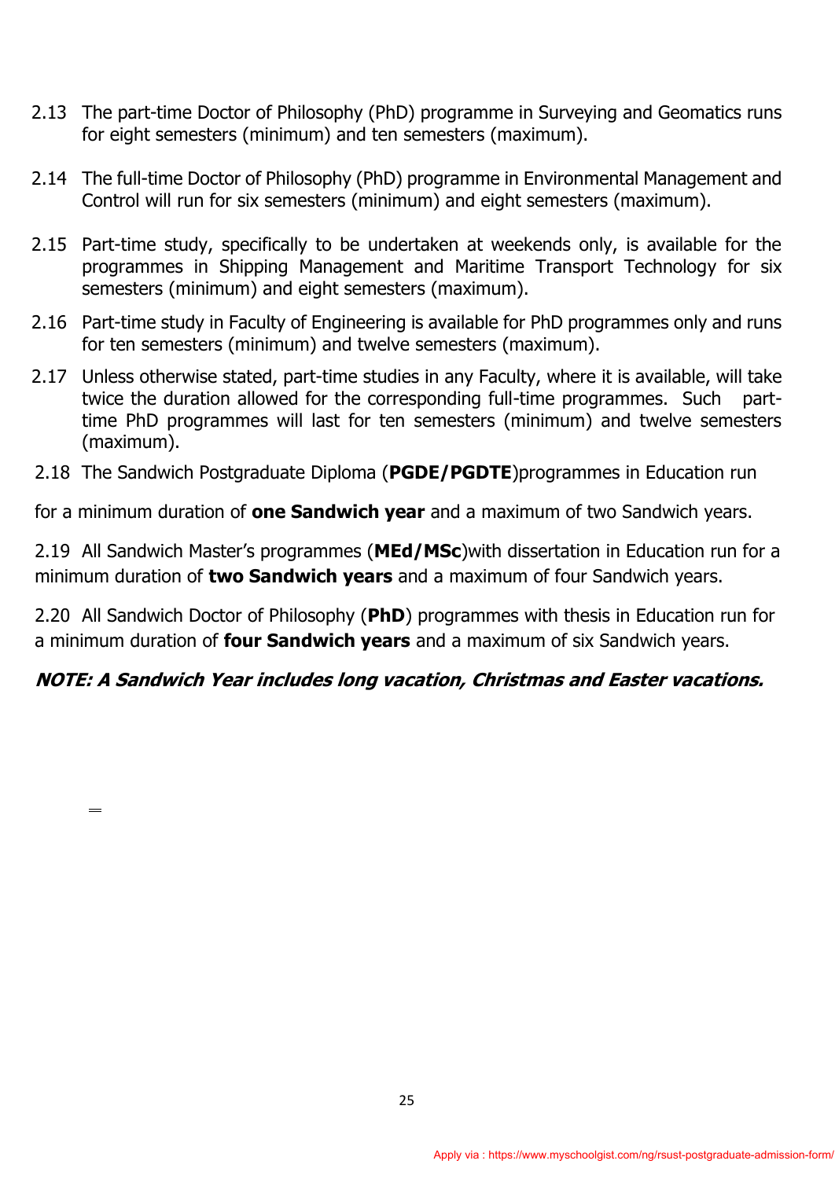2.13 The part-time Doctor of Philosophy (PhD) programme in Surveying and Geomatics runs for eight semesters (minimum) and ten semesters (maximum).

2.14 The full-time Doctor of Philosophy (PhD) programme in Environmental Management and Control will run for six semesters (minimum) and eight semesters (maximum).

2.15 Part-time study, specifically to be undertaken at weekends only, is available for the programmes in Shipping Management and Maritime Transport Technology for six semesters (minimum) and eight semesters (maximum).

2.16 Part-time study in Faculty of Engineering is available for PhD programmes only and runs for ten semesters (minimum) and twelve semesters (maximum).

2.17 Unless otherwise stated, part-time studies in any Faculty, where it is available, will take twice the duration allowed for the corresponding full-time programmes. Such part-time PhD programmes will last for ten semesters (minimum) and twelve semesters (maximum).

2.18 The Sandwich Postgraduate Diploma (**PGDE/PGDTE**)programmes in Education run for a minimum duration of **one Sandwich year** and a maximum of two Sandwich years.

2.19 All Sandwich Master's programmes (**MEd/MSc**)with dissertation in Education run for a minimum duration of **two Sandwich years** and a maximum of four Sandwich years.

2.20 All Sandwich Doctor of Philosophy (**PhD**) programmes with thesis in Education run for a minimum duration of **four Sandwich years** and a maximum of six Sandwich years.

***NOTE: A Sandwich Year includes long vacation, Christmas and Easter vacations.***